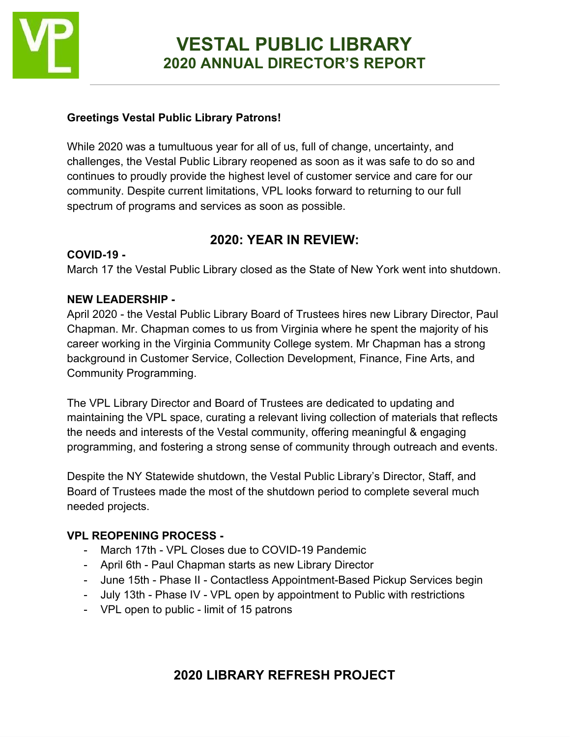# VESTAL PUBLIC LIBRARY
## 2020 ANNUAL DIRECTOR'S REPORT

**Greetings Vestal Public Library Patrons!**

While 2020 was a tumultuous year for all of us, full of change, uncertainty, and challenges, the Vestal Public Library reopened as soon as it was safe to do so and continues to proudly provide the highest level of customer service and care for our community. Despite current limitations, VPL looks forward to returning to our full spectrum of programs and services as soon as possible.

## 2020: YEAR IN REVIEW:

**COVID-19 -**
March 17 the Vestal Public Library closed as the State of New York went into shutdown.

**NEW LEADERSHIP -**
April 2020 - the Vestal Public Library Board of Trustees hires new Library Director, Paul Chapman. Mr. Chapman comes to us from Virginia where he spent the majority of his career working in the Virginia Community College system. Mr Chapman has a strong background in Customer Service, Collection Development, Finance, Fine Arts, and Community Programming.

The VPL Library Director and Board of Trustees are dedicated to updating and maintaining the VPL space, curating a relevant living collection of materials that reflects the needs and interests of the Vestal community, offering meaningful & engaging programming, and fostering a strong sense of community through outreach and events.

Despite the NY Statewide shutdown, the Vestal Public Library's Director, Staff, and Board of Trustees made the most of the shutdown period to complete several much needed projects.

**VPL REOPENING PROCESS -**
- March 17th - VPL Closes due to COVID-19 Pandemic
- April 6th - Paul Chapman starts as new Library Director
- June 15th - Phase II - Contactless Appointment-Based Pickup Services begin
- July 13th - Phase IV - VPL open by appointment to Public with restrictions
- VPL open to public - limit of 15 patrons

## 2020 LIBRARY REFRESH PROJECT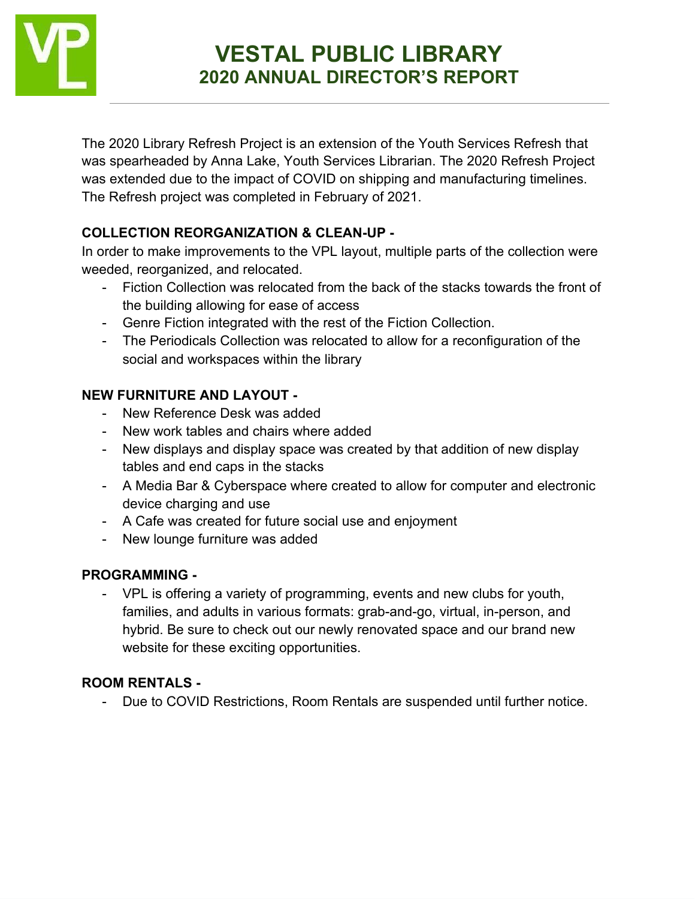# VESTAL PUBLIC LIBRARY
## 2020 ANNUAL DIRECTOR'S REPORT

The 2020 Library Refresh Project is an extension of the Youth Services Refresh that was spearheaded by Anna Lake, Youth Services Librarian. The 2020 Refresh Project was extended due to the impact of COVID on shipping and manufacturing timelines. The Refresh project was completed in February of 2021.

**COLLECTION REORGANIZATION & CLEAN-UP -**

In order to make improvements to the VPL layout, multiple parts of the collection were weeded, reorganized, and relocated.

- Fiction Collection was relocated from the back of the stacks towards the front of the building allowing for ease of access
- Genre Fiction integrated with the rest of the Fiction Collection.
- The Periodicals Collection was relocated to allow for a reconfiguration of the social and workspaces within the library

**NEW FURNITURE AND LAYOUT -**

- New Reference Desk was added
- New work tables and chairs where added
- New displays and display space was created by that addition of new display tables and end caps in the stacks
- A Media Bar & Cyberspace where created to allow for computer and electronic device charging and use
- A Cafe was created for future social use and enjoyment
- New lounge furniture was added

**PROGRAMMING -**

- VPL is offering a variety of programming, events and new clubs for youth, families, and adults in various formats: grab-and-go, virtual, in-person, and hybrid. Be sure to check out our newly renovated space and our brand new website for these exciting opportunities.

**ROOM RENTALS -**

- Due to COVID Restrictions, Room Rentals are suspended until further notice.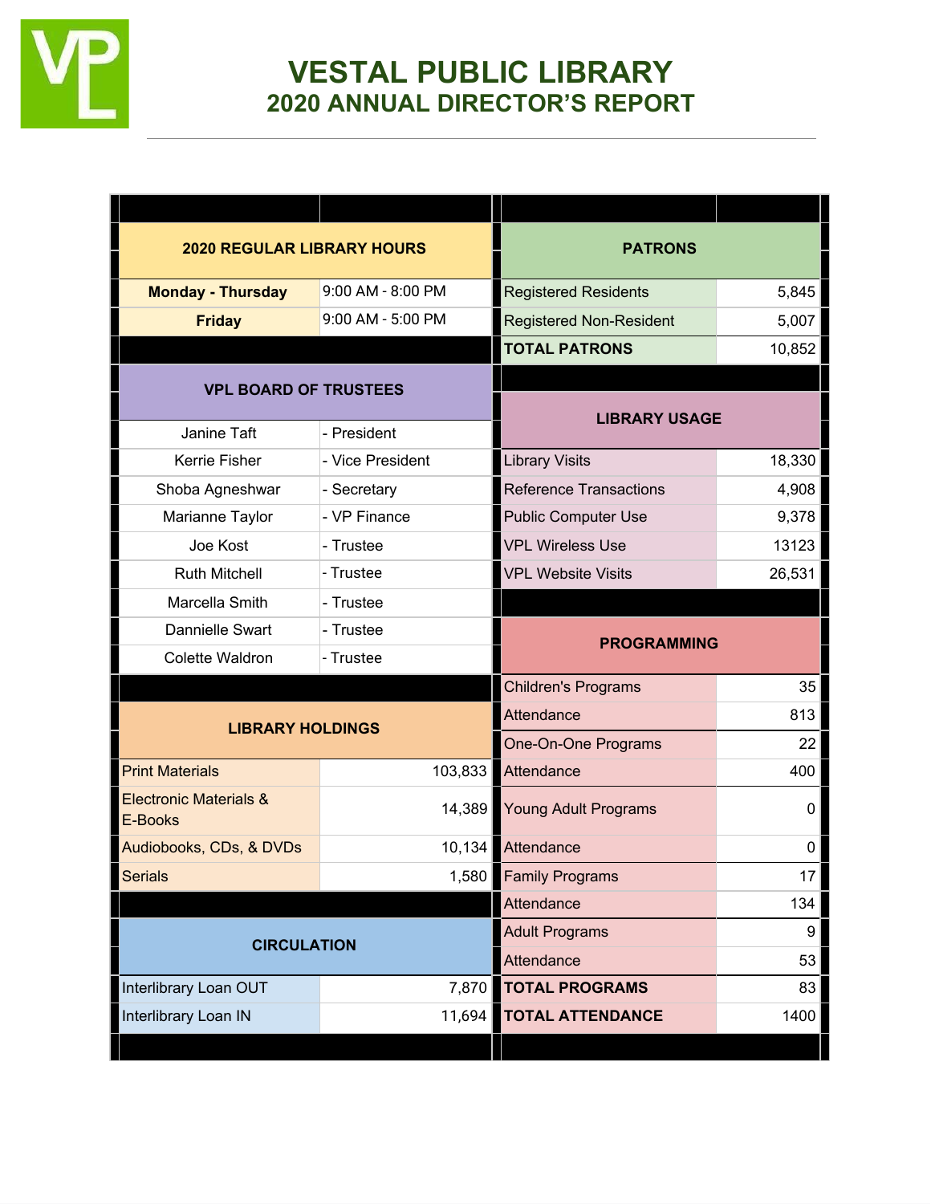# VESTAL PUBLIC LIBRARY
## 2020 ANNUAL DIRECTOR'S REPORT

| 2020 REGULAR LIBRARY HOURS | |
|---|---|
| **Monday - Thursday** | 9:00 AM - 8:00 PM |
| **Friday** | 9:00 AM - 5:00 PM |

| VPL BOARD OF TRUSTEES | |
|---|---|
| Janine Taft | - President |
| Kerrie Fisher | - Vice President |
| Shoba Agneshwar | - Secretary |
| Marianne Taylor | - VP Finance |
| Joe Kost | - Trustee |
| Ruth Mitchell | - Trustee |
| Marcella Smith | - Trustee |
| Dannielle Swart | - Trustee |
| Colette Waldron | - Trustee |

| LIBRARY HOLDINGS | |
|---|---|
| Print Materials | 103,833 |
| Electronic Materials & E-Books | 14,389 |
| Audiobooks, CDs, & DVDs | 10,134 |
| Serials | 1,580 |

| CIRCULATION | |
|---|---|
| Interlibrary Loan OUT | 7,870 |
| Interlibrary Loan IN | 11,694 |

| PATRONS | |
|---|---|
| Registered Residents | 5,845 |
| Registered Non-Resident | 5,007 |
| **TOTAL PATRONS** | 10,852 |

| LIBRARY USAGE | |
|---|---|
| Library Visits | 18,330 |
| Reference Transactions | 4,908 |
| Public Computer Use | 9,378 |
| VPL Wireless Use | 13123 |
| VPL Website Visits | 26,531 |

| PROGRAMMING | |
|---|---|
| Children's Programs | 35 |
| Attendance | 813 |
| One-On-One Programs | 22 |
| Attendance | 400 |
| Young Adult Programs | 0 |
| Attendance | 0 |
| Family Programs | 17 |
| Attendance | 134 |
| Adult Programs | 9 |
| Attendance | 53 |
| **TOTAL PROGRAMS** | 83 |
| **TOTAL ATTENDANCE** | 1400 |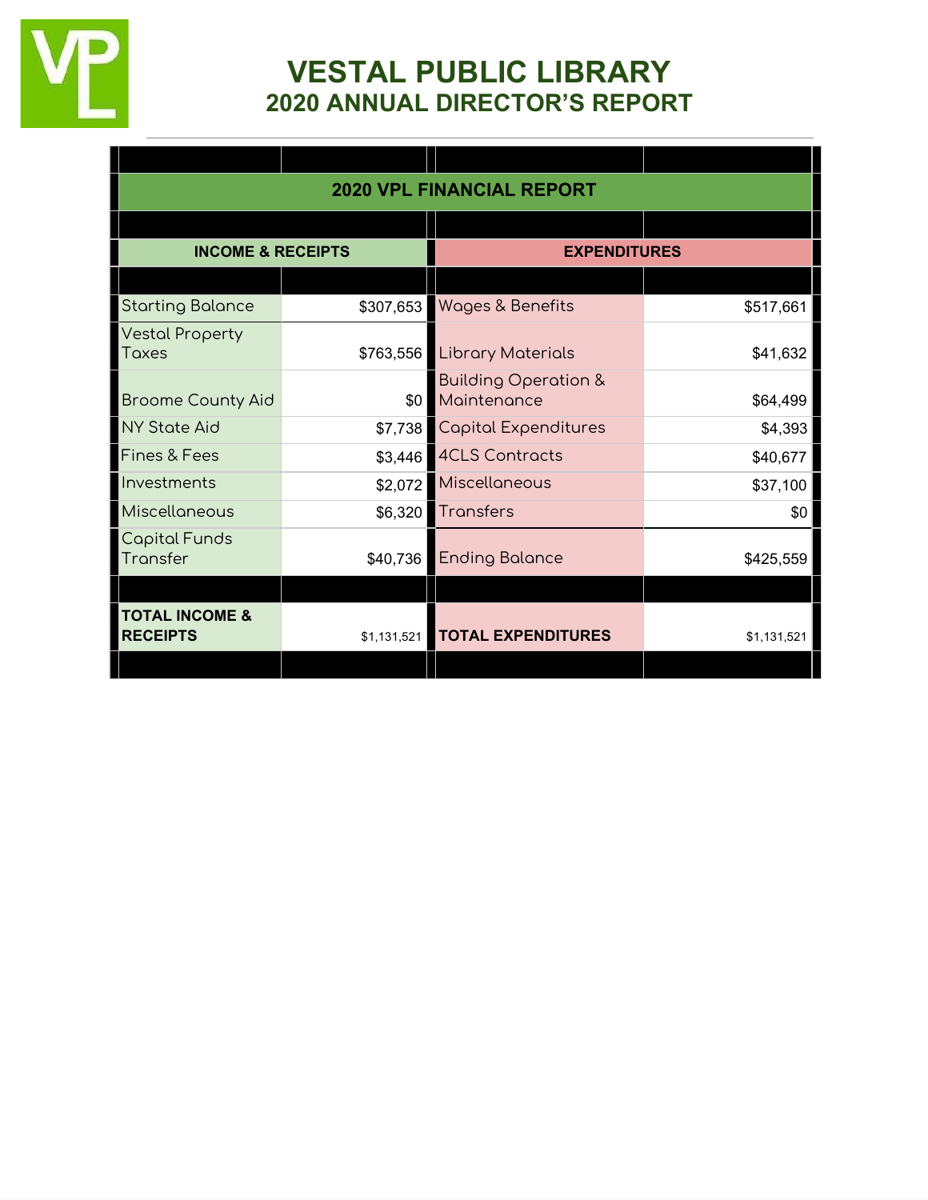# VESTAL PUBLIC LIBRARY
## 2020 ANNUAL DIRECTOR'S REPORT

**2020 VPL FINANCIAL REPORT**

| INCOME & RECEIPTS | | EXPENDITURES | |
|---|---|---|---|
| Starting Balance | $307,653 | Wages & Benefits | $517,661 |
| Vestal Property Taxes | $763,556 | Library Materials | $41,632 |
| Broome County Aid | $0 | Building Operation & Maintenance | $64,499 |
| NY State Aid | $7,738 | Capital Expenditures | $4,393 |
| Fines & Fees | $3,446 | 4CLS Contracts | $40,677 |
| Investments | $2,072 | Miscellaneous | $37,100 |
| Miscellaneous | $6,320 | Transfers | $0 |
| Capital Funds Transfer | $40,736 | Ending Balance | $425,559 |
| **TOTAL INCOME & RECEIPTS** | $1,131,521 | **TOTAL EXPENDITURES** | $1,131,521 |